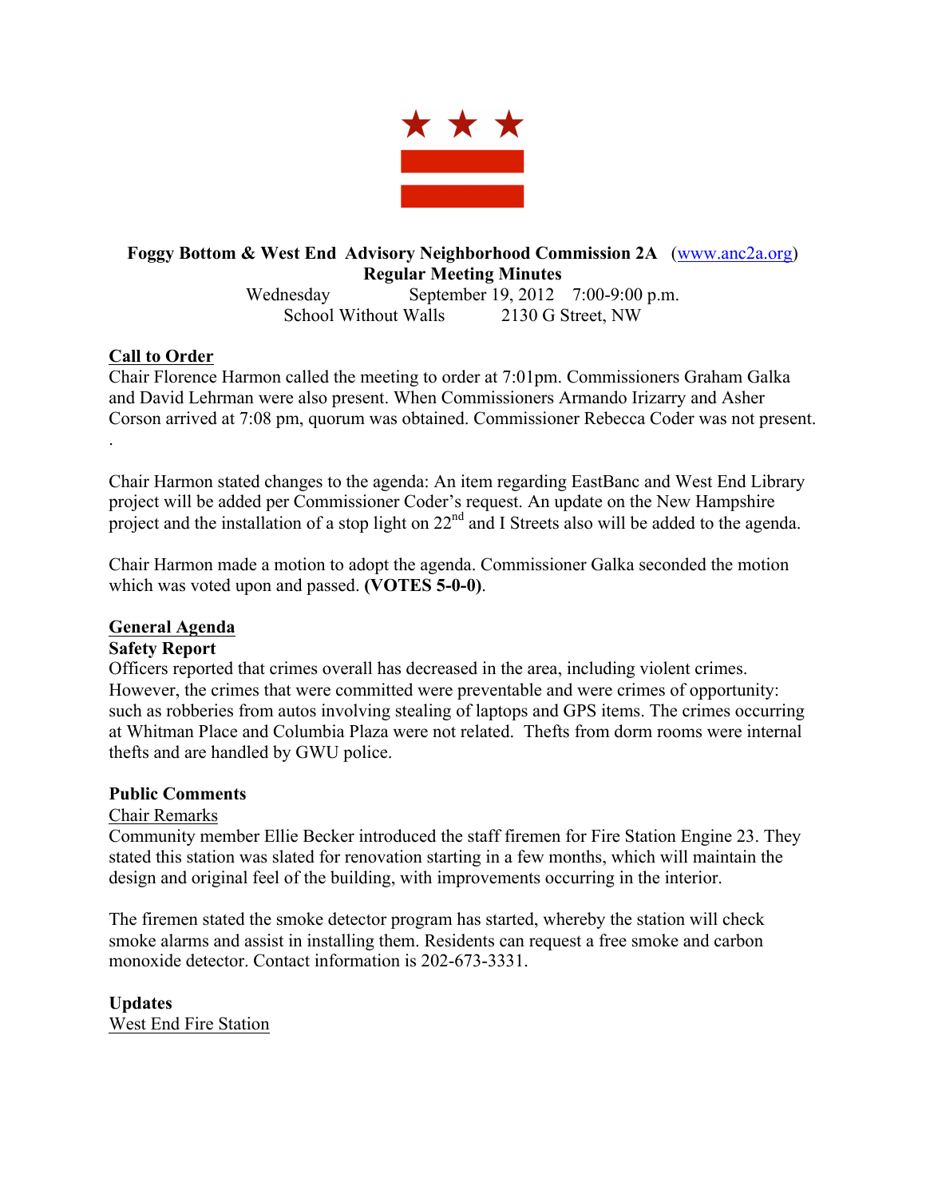**Foggy Bottom & West End Advisory Neighborhood Commission 2A** (www.anc2a.org)
**Regular Meeting Minutes**
Wednesday September 19, 2012 7:00-9:00 p.m.
School Without Walls 2130 G Street, NW

## Call to Order

Chair Florence Harmon called the meeting to order at 7:01pm. Commissioners Graham Galka and David Lehrman were also present. When Commissioners Armando Irizarry and Asher Corson arrived at 7:08 pm, quorum was obtained. Commissioner Rebecca Coder was not present.
.

Chair Harmon stated changes to the agenda: An item regarding EastBanc and West End Library project will be added per Commissioner Coder's request. An update on the New Hampshire project and the installation of a stop light on 22nd and I Streets also will be added to the agenda.

Chair Harmon made a motion to adopt the agenda. Commissioner Galka seconded the motion which was voted upon and passed. **(VOTES 5-0-0)**.

## General Agenda

### Safety Report

Officers reported that crimes overall has decreased in the area, including violent crimes. However, the crimes that were committed were preventable and were crimes of opportunity: such as robberies from autos involving stealing of laptops and GPS items. The crimes occurring at Whitman Place and Columbia Plaza were not related. Thefts from dorm rooms were internal thefts and are handled by GWU police.

### Public Comments

Chair Remarks

Community member Ellie Becker introduced the staff firemen for Fire Station Engine 23. They stated this station was slated for renovation starting in a few months, which will maintain the design and original feel of the building, with improvements occurring in the interior.

The firemen stated the smoke detector program has started, whereby the station will check smoke alarms and assist in installing them. Residents can request a free smoke and carbon monoxide detector. Contact information is 202-673-3331.

### Updates

West End Fire Station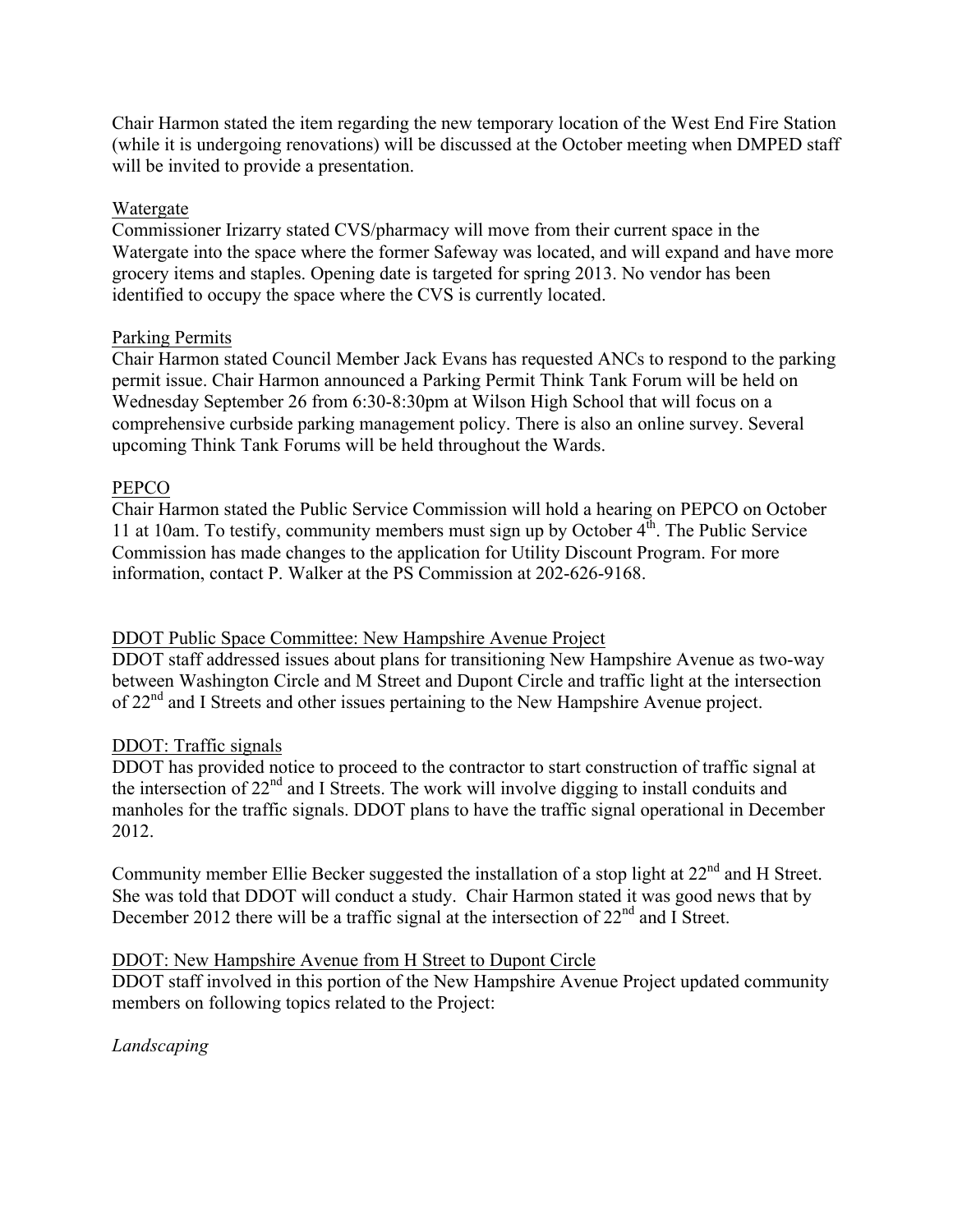Chair Harmon stated the item regarding the new temporary location of the West End Fire Station (while it is undergoing renovations) will be discussed at the October meeting when DMPED staff will be invited to provide a presentation.

Watergate

Commissioner Irizarry stated CVS/pharmacy will move from their current space in the Watergate into the space where the former Safeway was located, and will expand and have more grocery items and staples. Opening date is targeted for spring 2013. No vendor has been identified to occupy the space where the CVS is currently located.

Parking Permits

Chair Harmon stated Council Member Jack Evans has requested ANCs to respond to the parking permit issue. Chair Harmon announced a Parking Permit Think Tank Forum will be held on Wednesday September 26 from 6:30-8:30pm at Wilson High School that will focus on a comprehensive curbside parking management policy. There is also an online survey. Several upcoming Think Tank Forums will be held throughout the Wards.

PEPCO

Chair Harmon stated the Public Service Commission will hold a hearing on PEPCO on October 11 at 10am. To testify, community members must sign up by October 4th. The Public Service Commission has made changes to the application for Utility Discount Program. For more information, contact P. Walker at the PS Commission at 202-626-9168.

DDOT Public Space Committee: New Hampshire Avenue Project

DDOT staff addressed issues about plans for transitioning New Hampshire Avenue as two-way between Washington Circle and M Street and Dupont Circle and traffic light at the intersection of 22nd and I Streets and other issues pertaining to the New Hampshire Avenue project.

DDOT: Traffic signals

DDOT has provided notice to proceed to the contractor to start construction of traffic signal at the intersection of 22nd and I Streets. The work will involve digging to install conduits and manholes for the traffic signals. DDOT plans to have the traffic signal operational in December 2012.

Community member Ellie Becker suggested the installation of a stop light at 22nd and H Street. She was told that DDOT will conduct a study. Chair Harmon stated it was good news that by December 2012 there will be a traffic signal at the intersection of 22nd and I Street.

DDOT: New Hampshire Avenue from H Street to Dupont Circle

DDOT staff involved in this portion of the New Hampshire Avenue Project updated community members on following topics related to the Project:

*Landscaping*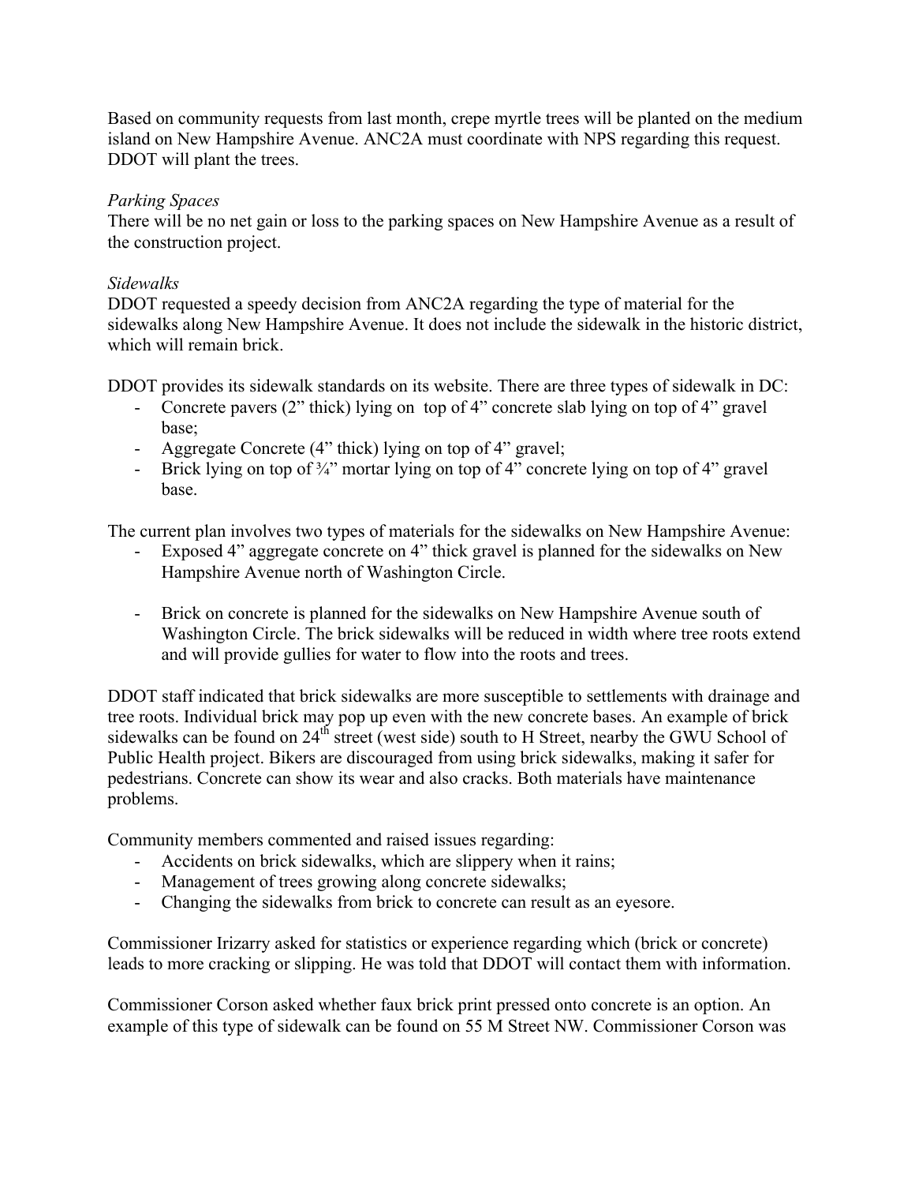Based on community requests from last month, crepe myrtle trees will be planted on the medium island on New Hampshire Avenue. ANC2A must coordinate with NPS regarding this request. DDOT will plant the trees.

*Parking Spaces*
There will be no net gain or loss to the parking spaces on New Hampshire Avenue as a result of the construction project.

*Sidewalks*
DDOT requested a speedy decision from ANC2A regarding the type of material for the sidewalks along New Hampshire Avenue. It does not include the sidewalk in the historic district, which will remain brick.

DDOT provides its sidewalk standards on its website. There are three types of sidewalk in DC:

- Concrete pavers (2" thick) lying on top of 4" concrete slab lying on top of 4" gravel base;
- Aggregate Concrete (4" thick) lying on top of 4" gravel;
- Brick lying on top of ¾" mortar lying on top of 4" concrete lying on top of 4" gravel base.

The current plan involves two types of materials for the sidewalks on New Hampshire Avenue:

- Exposed 4" aggregate concrete on 4" thick gravel is planned for the sidewalks on New Hampshire Avenue north of Washington Circle.

- Brick on concrete is planned for the sidewalks on New Hampshire Avenue south of Washington Circle. The brick sidewalks will be reduced in width where tree roots extend and will provide gullies for water to flow into the roots and trees.

DDOT staff indicated that brick sidewalks are more susceptible to settlements with drainage and tree roots. Individual brick may pop up even with the new concrete bases. An example of brick sidewalks can be found on 24th street (west side) south to H Street, nearby the GWU School of Public Health project. Bikers are discouraged from using brick sidewalks, making it safer for pedestrians. Concrete can show its wear and also cracks. Both materials have maintenance problems.

Community members commented and raised issues regarding:

- Accidents on brick sidewalks, which are slippery when it rains;
- Management of trees growing along concrete sidewalks;
- Changing the sidewalks from brick to concrete can result as an eyesore.

Commissioner Irizarry asked for statistics or experience regarding which (brick or concrete) leads to more cracking or slipping. He was told that DDOT will contact them with information.

Commissioner Corson asked whether faux brick print pressed onto concrete is an option. An example of this type of sidewalk can be found on 55 M Street NW. Commissioner Corson was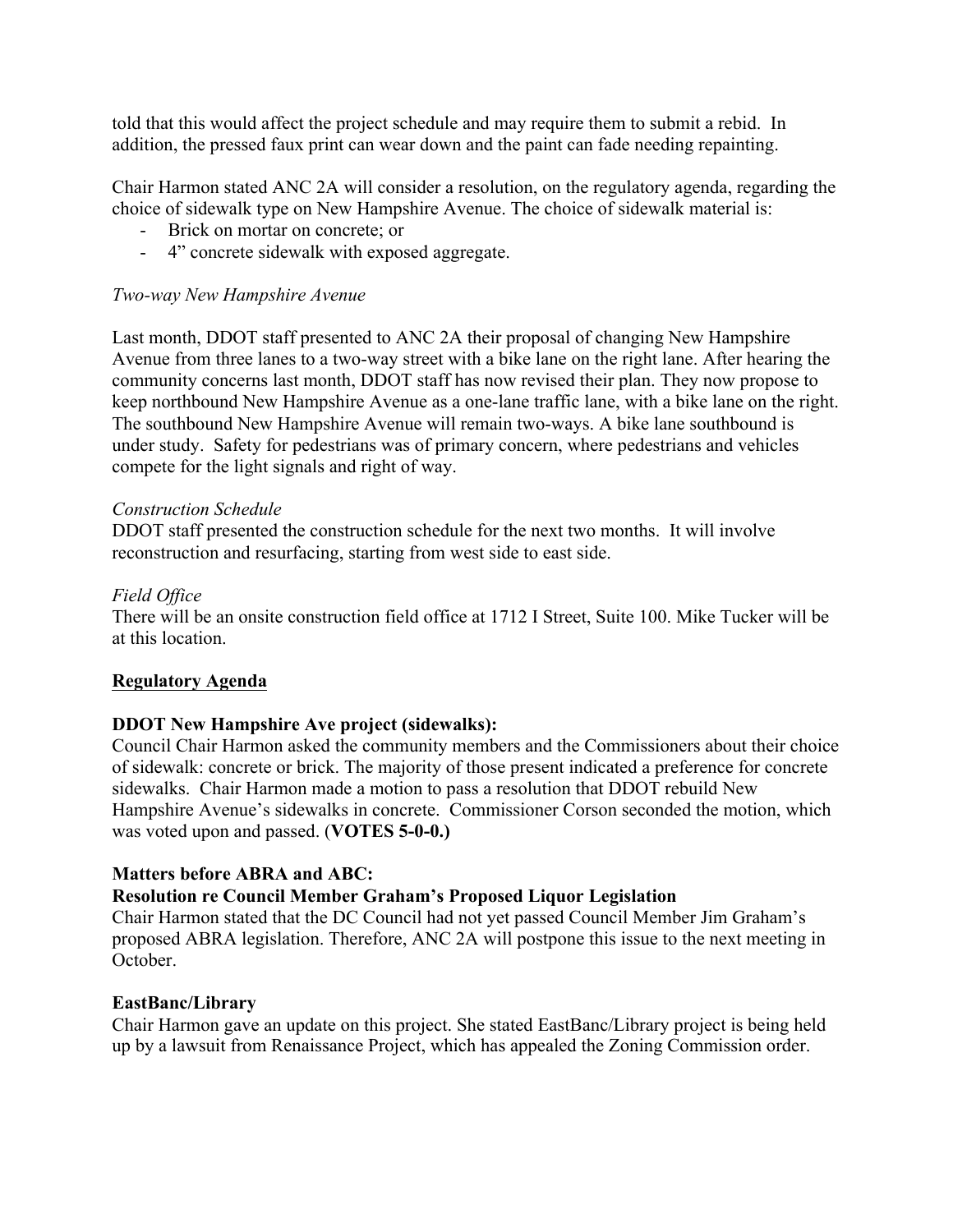told that this would affect the project schedule and may require them to submit a rebid. In addition, the pressed faux print can wear down and the paint can fade needing repainting.

Chair Harmon stated ANC 2A will consider a resolution, on the regulatory agenda, regarding the choice of sidewalk type on New Hampshire Avenue. The choice of sidewalk material is:

- Brick on mortar on concrete; or
- 4" concrete sidewalk with exposed aggregate.

*Two-way New Hampshire Avenue*

Last month, DDOT staff presented to ANC 2A their proposal of changing New Hampshire Avenue from three lanes to a two-way street with a bike lane on the right lane. After hearing the community concerns last month, DDOT staff has now revised their plan. They now propose to keep northbound New Hampshire Avenue as a one-lane traffic lane, with a bike lane on the right. The southbound New Hampshire Avenue will remain two-ways. A bike lane southbound is under study. Safety for pedestrians was of primary concern, where pedestrians and vehicles compete for the light signals and right of way.

*Construction Schedule*

DDOT staff presented the construction schedule for the next two months. It will involve reconstruction and resurfacing, starting from west side to east side.

*Field Office*

There will be an onsite construction field office at 1712 I Street, Suite 100. Mike Tucker will be at this location.

## Regulatory Agenda

**DDOT New Hampshire Ave project (sidewalks):**

Council Chair Harmon asked the community members and the Commissioners about their choice of sidewalk: concrete or brick. The majority of those present indicated a preference for concrete sidewalks. Chair Harmon made a motion to pass a resolution that DDOT rebuild New Hampshire Avenue's sidewalks in concrete. Commissioner Corson seconded the motion, which was voted upon and passed. (**VOTES 5-0-0.)**

**Matters before ABRA and ABC:**

**Resolution re Council Member Graham's Proposed Liquor Legislation**

Chair Harmon stated that the DC Council had not yet passed Council Member Jim Graham's proposed ABRA legislation. Therefore, ANC 2A will postpone this issue to the next meeting in October.

**EastBanc/Library**

Chair Harmon gave an update on this project. She stated EastBanc/Library project is being held up by a lawsuit from Renaissance Project, which has appealed the Zoning Commission order.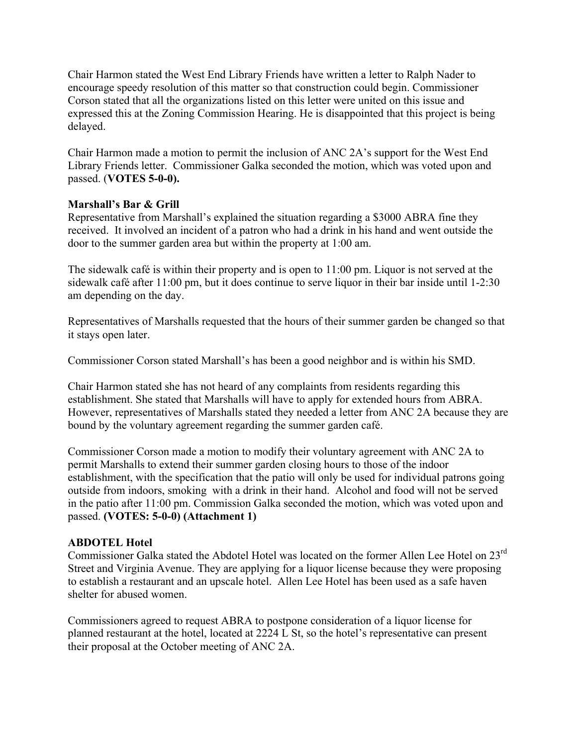Chair Harmon stated the West End Library Friends have written a letter to Ralph Nader to encourage speedy resolution of this matter so that construction could begin. Commissioner Corson stated that all the organizations listed on this letter were united on this issue and expressed this at the Zoning Commission Hearing. He is disappointed that this project is being delayed.

Chair Harmon made a motion to permit the inclusion of ANC 2A's support for the West End Library Friends letter. Commissioner Galka seconded the motion, which was voted upon and passed. (**VOTES 5-0-0).**

**Marshall's Bar & Grill**

Representative from Marshall's explained the situation regarding a $3000 ABRA fine they received. It involved an incident of a patron who had a drink in his hand and went outside the door to the summer garden area but within the property at 1:00 am.

The sidewalk café is within their property and is open to 11:00 pm. Liquor is not served at the sidewalk café after 11:00 pm, but it does continue to serve liquor in their bar inside until 1-2:30 am depending on the day.

Representatives of Marshalls requested that the hours of their summer garden be changed so that it stays open later.

Commissioner Corson stated Marshall's has been a good neighbor and is within his SMD.

Chair Harmon stated she has not heard of any complaints from residents regarding this establishment. She stated that Marshalls will have to apply for extended hours from ABRA. However, representatives of Marshalls stated they needed a letter from ANC 2A because they are bound by the voluntary agreement regarding the summer garden café.

Commissioner Corson made a motion to modify their voluntary agreement with ANC 2A to permit Marshalls to extend their summer garden closing hours to those of the indoor establishment, with the specification that the patio will only be used for individual patrons going outside from indoors, smoking with a drink in their hand. Alcohol and food will not be served in the patio after 11:00 pm. Commission Galka seconded the motion, which was voted upon and passed. **(VOTES: 5-0-0) (Attachment 1)**

**ABDOTEL Hotel**

Commissioner Galka stated the Abdotel Hotel was located on the former Allen Lee Hotel on 23rd Street and Virginia Avenue. They are applying for a liquor license because they were proposing to establish a restaurant and an upscale hotel. Allen Lee Hotel has been used as a safe haven shelter for abused women.

Commissioners agreed to request ABRA to postpone consideration of a liquor license for planned restaurant at the hotel, located at 2224 L St, so the hotel's representative can present their proposal at the October meeting of ANC 2A.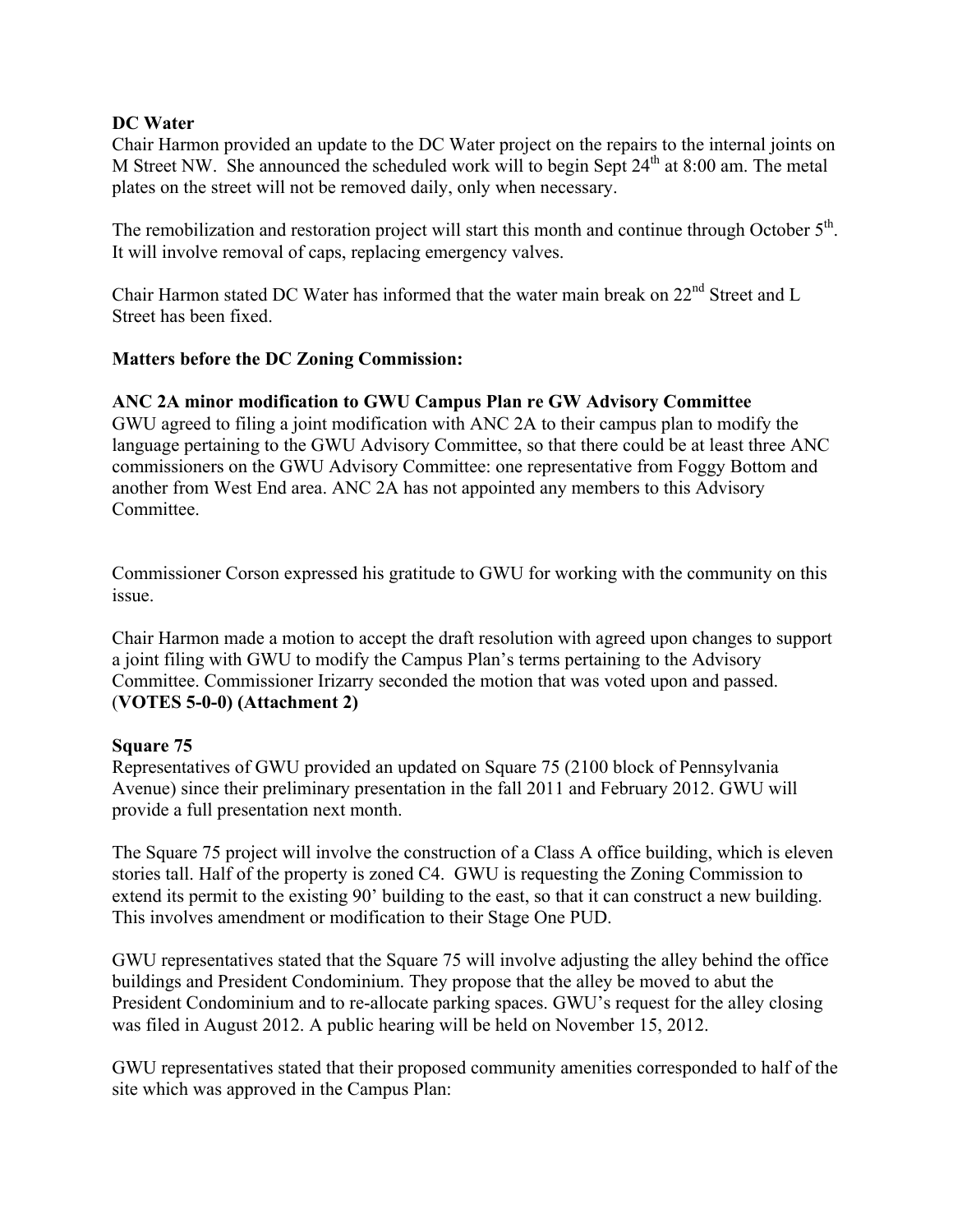**DC Water**

Chair Harmon provided an update to the DC Water project on the repairs to the internal joints on M Street NW. She announced the scheduled work will to begin Sept 24th at 8:00 am. The metal plates on the street will not be removed daily, only when necessary.

The remobilization and restoration project will start this month and continue through October 5th. It will involve removal of caps, replacing emergency valves.

Chair Harmon stated DC Water has informed that the water main break on 22nd Street and L Street has been fixed.

**Matters before the DC Zoning Commission:**

**ANC 2A minor modification to GWU Campus Plan re GW Advisory Committee**

GWU agreed to filing a joint modification with ANC 2A to their campus plan to modify the language pertaining to the GWU Advisory Committee, so that there could be at least three ANC commissioners on the GWU Advisory Committee: one representative from Foggy Bottom and another from West End area. ANC 2A has not appointed any members to this Advisory Committee.

Commissioner Corson expressed his gratitude to GWU for working with the community on this issue.

Chair Harmon made a motion to accept the draft resolution with agreed upon changes to support a joint filing with GWU to modify the Campus Plan's terms pertaining to the Advisory Committee. Commissioner Irizarry seconded the motion that was voted upon and passed. (**VOTES 5-0-0) (Attachment 2)**

**Square 75**

Representatives of GWU provided an updated on Square 75 (2100 block of Pennsylvania Avenue) since their preliminary presentation in the fall 2011 and February 2012. GWU will provide a full presentation next month.

The Square 75 project will involve the construction of a Class A office building, which is eleven stories tall. Half of the property is zoned C4. GWU is requesting the Zoning Commission to extend its permit to the existing 90' building to the east, so that it can construct a new building. This involves amendment or modification to their Stage One PUD.

GWU representatives stated that the Square 75 will involve adjusting the alley behind the office buildings and President Condominium. They propose that the alley be moved to abut the President Condominium and to re-allocate parking spaces. GWU's request for the alley closing was filed in August 2012. A public hearing will be held on November 15, 2012.

GWU representatives stated that their proposed community amenities corresponded to half of the site which was approved in the Campus Plan: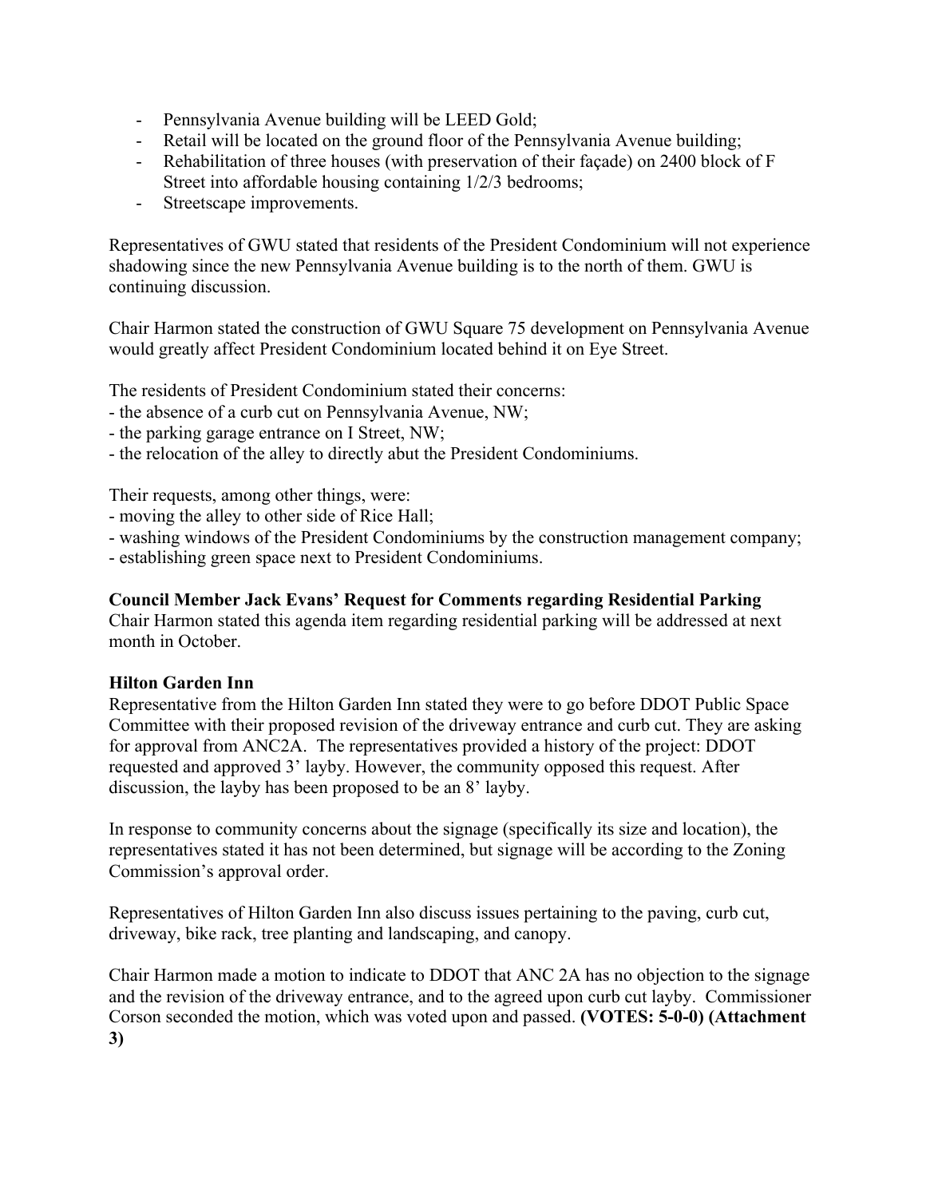- Pennsylvania Avenue building will be LEED Gold;
- Retail will be located on the ground floor of the Pennsylvania Avenue building;
- Rehabilitation of three houses (with preservation of their façade) on 2400 block of F Street into affordable housing containing 1/2/3 bedrooms;
- Streetscape improvements.

Representatives of GWU stated that residents of the President Condominium will not experience shadowing since the new Pennsylvania Avenue building is to the north of them. GWU is continuing discussion.

Chair Harmon stated the construction of GWU Square 75 development on Pennsylvania Avenue would greatly affect President Condominium located behind it on Eye Street.

The residents of President Condominium stated their concerns:
- the absence of a curb cut on Pennsylvania Avenue, NW;
- the parking garage entrance on I Street, NW;
- the relocation of the alley to directly abut the President Condominiums.

Their requests, among other things, were:
- moving the alley to other side of Rice Hall;
- washing windows of the President Condominiums by the construction management company;
- establishing green space next to President Condominiums.

**Council Member Jack Evans' Request for Comments regarding Residential Parking**
Chair Harmon stated this agenda item regarding residential parking will be addressed at next month in October.

**Hilton Garden Inn**
Representative from the Hilton Garden Inn stated they were to go before DDOT Public Space Committee with their proposed revision of the driveway entrance and curb cut. They are asking for approval from ANC2A. The representatives provided a history of the project: DDOT requested and approved 3' layby. However, the community opposed this request. After discussion, the layby has been proposed to be an 8' layby.

In response to community concerns about the signage (specifically its size and location), the representatives stated it has not been determined, but signage will be according to the Zoning Commission's approval order.

Representatives of Hilton Garden Inn also discuss issues pertaining to the paving, curb cut, driveway, bike rack, tree planting and landscaping, and canopy.

Chair Harmon made a motion to indicate to DDOT that ANC 2A has no objection to the signage and the revision of the driveway entrance, and to the agreed upon curb cut layby. Commissioner Corson seconded the motion, which was voted upon and passed. **(VOTES: 5-0-0) (Attachment 3)**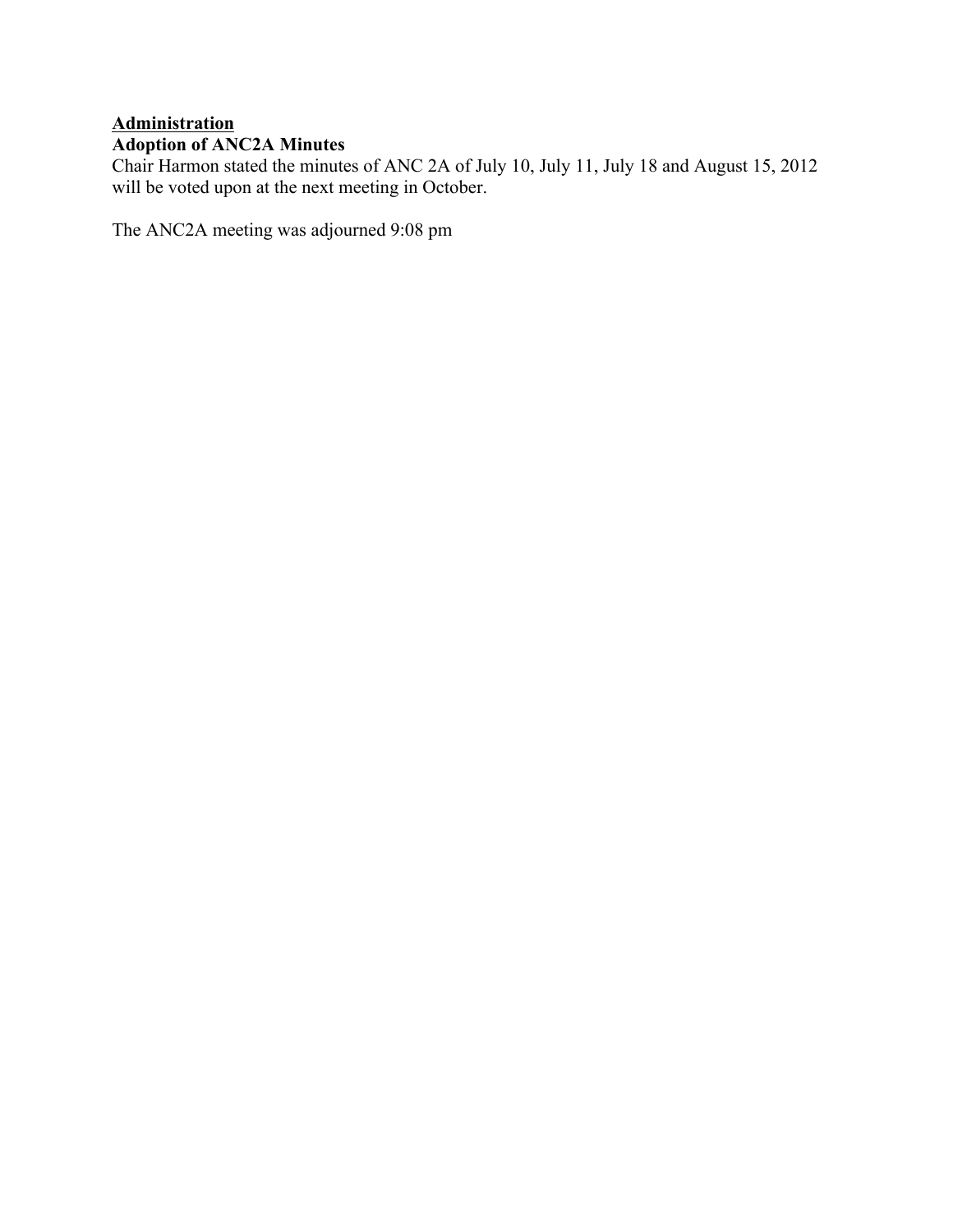**<u>Administration</u>**

**Adoption of ANC2A Minutes**

Chair Harmon stated the minutes of ANC 2A of July 10, July 11, July 18 and August 15, 2012 will be voted upon at the next meeting in October.

The ANC2A meeting was adjourned 9:08 pm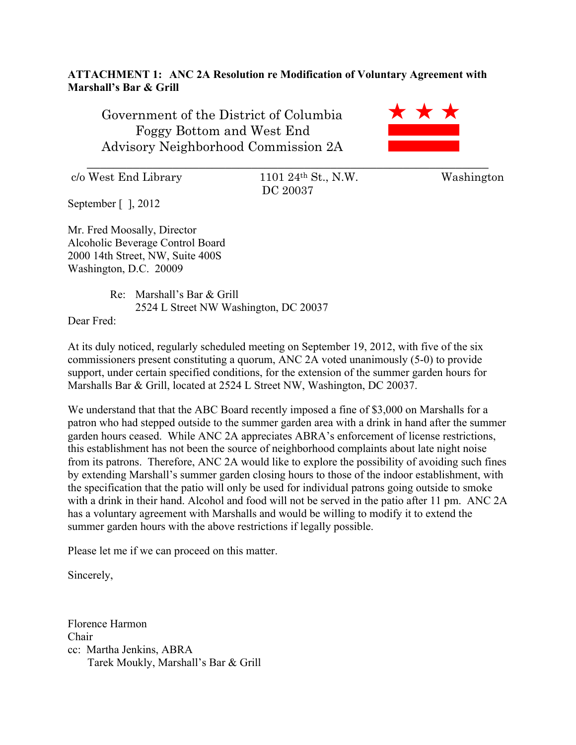**ATTACHMENT 1: ANC 2A Resolution re Modification of Voluntary Agreement with Marshall's Bar & Grill**

Government of the District of Columbia
Foggy Bottom and West End
Advisory Neighborhood Commission 2A

c/o West End Library 1101 24th St., N.W. Washington DC 20037

September [ ], 2012

Mr. Fred Moosally, Director
Alcoholic Beverage Control Board
2000 14th Street, NW, Suite 400S
Washington, D.C. 20009

Re: Marshall's Bar & Grill
2524 L Street NW Washington, DC 20037

Dear Fred:

At its duly noticed, regularly scheduled meeting on September 19, 2012, with five of the six commissioners present constituting a quorum, ANC 2A voted unanimously (5-0) to provide support, under certain specified conditions, for the extension of the summer garden hours for Marshalls Bar & Grill, located at 2524 L Street NW, Washington, DC 20037.

We understand that that the ABC Board recently imposed a fine of $3,000 on Marshalls for a patron who had stepped outside to the summer garden area with a drink in hand after the summer garden hours ceased. While ANC 2A appreciates ABRA's enforcement of license restrictions, this establishment has not been the source of neighborhood complaints about late night noise from its patrons. Therefore, ANC 2A would like to explore the possibility of avoiding such fines by extending Marshall's summer garden closing hours to those of the indoor establishment, with the specification that the patio will only be used for individual patrons going outside to smoke with a drink in their hand. Alcohol and food will not be served in the patio after 11 pm. ANC 2A has a voluntary agreement with Marshalls and would be willing to modify it to extend the summer garden hours with the above restrictions if legally possible.

Please let me if we can proceed on this matter.

Sincerely,

Florence Harmon
Chair
cc: Martha Jenkins, ABRA
Tarek Moukly, Marshall's Bar & Grill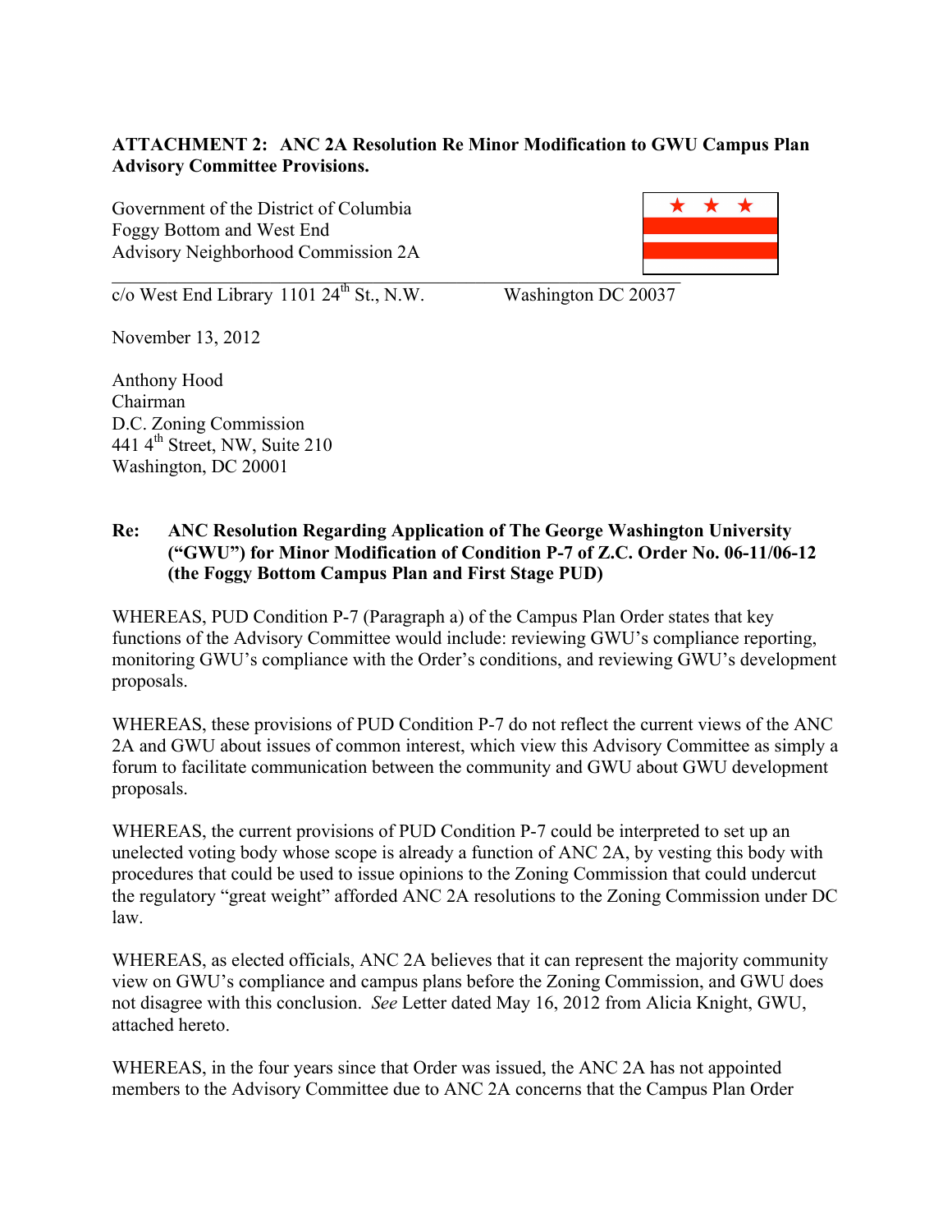**ATTACHMENT 2: ANC 2A Resolution Re Minor Modification to GWU Campus Plan Advisory Committee Provisions.**

Government of the District of Columbia
Foggy Bottom and West End
Advisory Neighborhood Commission 2A

c/o West End Library 1101 24th St., N.W. Washington DC 20037

November 13, 2012

Anthony Hood
Chairman
D.C. Zoning Commission
441 4th Street, NW, Suite 210
Washington, DC 20001

**Re: ANC Resolution Regarding Application of The George Washington University ("GWU") for Minor Modification of Condition P-7 of Z.C. Order No. 06-11/06-12 (the Foggy Bottom Campus Plan and First Stage PUD)**

WHEREAS, PUD Condition P-7 (Paragraph a) of the Campus Plan Order states that key functions of the Advisory Committee would include: reviewing GWU's compliance reporting, monitoring GWU's compliance with the Order's conditions, and reviewing GWU's development proposals.

WHEREAS, these provisions of PUD Condition P-7 do not reflect the current views of the ANC 2A and GWU about issues of common interest, which view this Advisory Committee as simply a forum to facilitate communication between the community and GWU about GWU development proposals.

WHEREAS, the current provisions of PUD Condition P-7 could be interpreted to set up an unelected voting body whose scope is already a function of ANC 2A, by vesting this body with procedures that could be used to issue opinions to the Zoning Commission that could undercut the regulatory "great weight" afforded ANC 2A resolutions to the Zoning Commission under DC law.

WHEREAS, as elected officials, ANC 2A believes that it can represent the majority community view on GWU's compliance and campus plans before the Zoning Commission, and GWU does not disagree with this conclusion. *See* Letter dated May 16, 2012 from Alicia Knight, GWU, attached hereto.

WHEREAS, in the four years since that Order was issued, the ANC 2A has not appointed members to the Advisory Committee due to ANC 2A concerns that the Campus Plan Order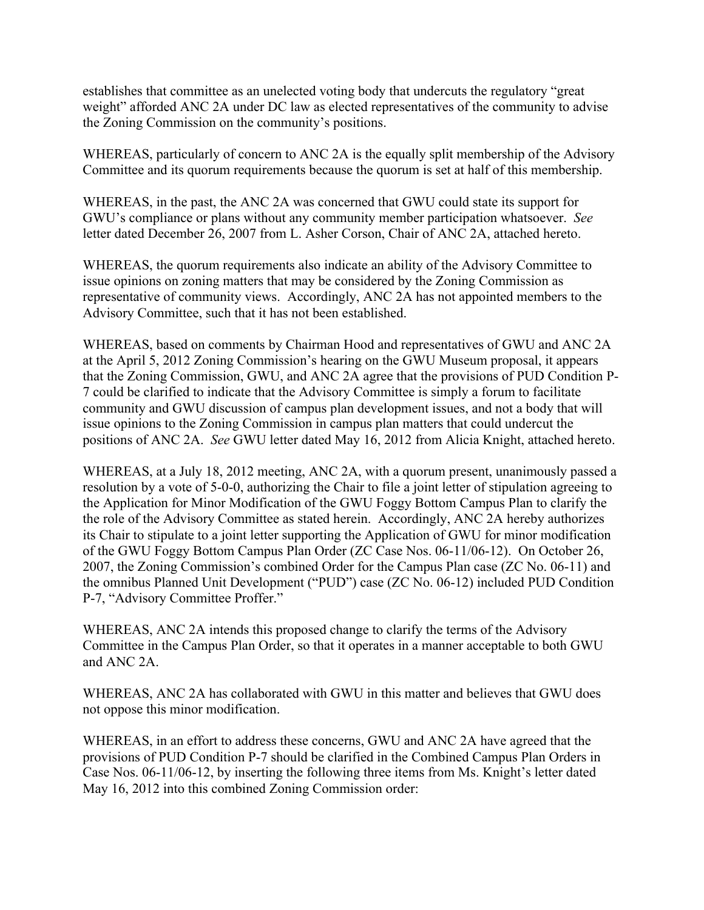establishes that committee as an unelected voting body that undercuts the regulatory "great weight" afforded ANC 2A under DC law as elected representatives of the community to advise the Zoning Commission on the community's positions.

WHEREAS, particularly of concern to ANC 2A is the equally split membership of the Advisory Committee and its quorum requirements because the quorum is set at half of this membership.

WHEREAS, in the past, the ANC 2A was concerned that GWU could state its support for GWU's compliance or plans without any community member participation whatsoever. *See* letter dated December 26, 2007 from L. Asher Corson, Chair of ANC 2A, attached hereto.

WHEREAS, the quorum requirements also indicate an ability of the Advisory Committee to issue opinions on zoning matters that may be considered by the Zoning Commission as representative of community views. Accordingly, ANC 2A has not appointed members to the Advisory Committee, such that it has not been established.

WHEREAS, based on comments by Chairman Hood and representatives of GWU and ANC 2A at the April 5, 2012 Zoning Commission's hearing on the GWU Museum proposal, it appears that the Zoning Commission, GWU, and ANC 2A agree that the provisions of PUD Condition P-7 could be clarified to indicate that the Advisory Committee is simply a forum to facilitate community and GWU discussion of campus plan development issues, and not a body that will issue opinions to the Zoning Commission in campus plan matters that could undercut the positions of ANC 2A. *See* GWU letter dated May 16, 2012 from Alicia Knight, attached hereto.

WHEREAS, at a July 18, 2012 meeting, ANC 2A, with a quorum present, unanimously passed a resolution by a vote of 5-0-0, authorizing the Chair to file a joint letter of stipulation agreeing to the Application for Minor Modification of the GWU Foggy Bottom Campus Plan to clarify the the role of the Advisory Committee as stated herein. Accordingly, ANC 2A hereby authorizes its Chair to stipulate to a joint letter supporting the Application of GWU for minor modification of the GWU Foggy Bottom Campus Plan Order (ZC Case Nos. 06-11/06-12). On October 26, 2007, the Zoning Commission's combined Order for the Campus Plan case (ZC No. 06-11) and the omnibus Planned Unit Development ("PUD") case (ZC No. 06-12) included PUD Condition P-7, "Advisory Committee Proffer."

WHEREAS, ANC 2A intends this proposed change to clarify the terms of the Advisory Committee in the Campus Plan Order, so that it operates in a manner acceptable to both GWU and ANC 2A.

WHEREAS, ANC 2A has collaborated with GWU in this matter and believes that GWU does not oppose this minor modification.

WHEREAS, in an effort to address these concerns, GWU and ANC 2A have agreed that the provisions of PUD Condition P-7 should be clarified in the Combined Campus Plan Orders in Case Nos. 06-11/06-12, by inserting the following three items from Ms. Knight's letter dated May 16, 2012 into this combined Zoning Commission order: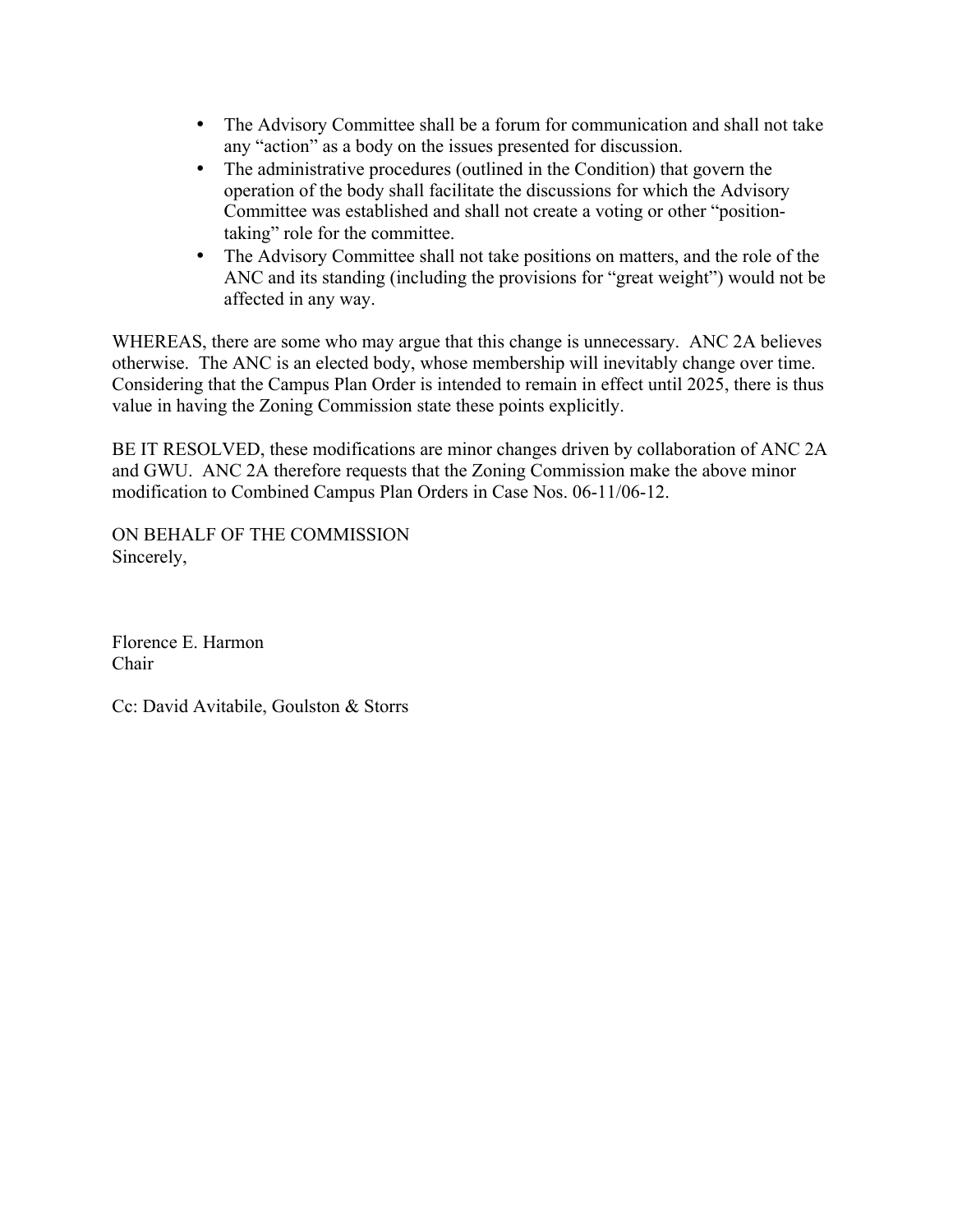- The Advisory Committee shall be a forum for communication and shall not take any "action" as a body on the issues presented for discussion.
- The administrative procedures (outlined in the Condition) that govern the operation of the body shall facilitate the discussions for which the Advisory Committee was established and shall not create a voting or other "position-taking" role for the committee.
- The Advisory Committee shall not take positions on matters, and the role of the ANC and its standing (including the provisions for "great weight") would not be affected in any way.

WHEREAS, there are some who may argue that this change is unnecessary. ANC 2A believes otherwise. The ANC is an elected body, whose membership will inevitably change over time. Considering that the Campus Plan Order is intended to remain in effect until 2025, there is thus value in having the Zoning Commission state these points explicitly.

BE IT RESOLVED, these modifications are minor changes driven by collaboration of ANC 2A and GWU. ANC 2A therefore requests that the Zoning Commission make the above minor modification to Combined Campus Plan Orders in Case Nos. 06-11/06-12.

ON BEHALF OF THE COMMISSION
Sincerely,

Florence E. Harmon
Chair

Cc: David Avitabile, Goulston & Storrs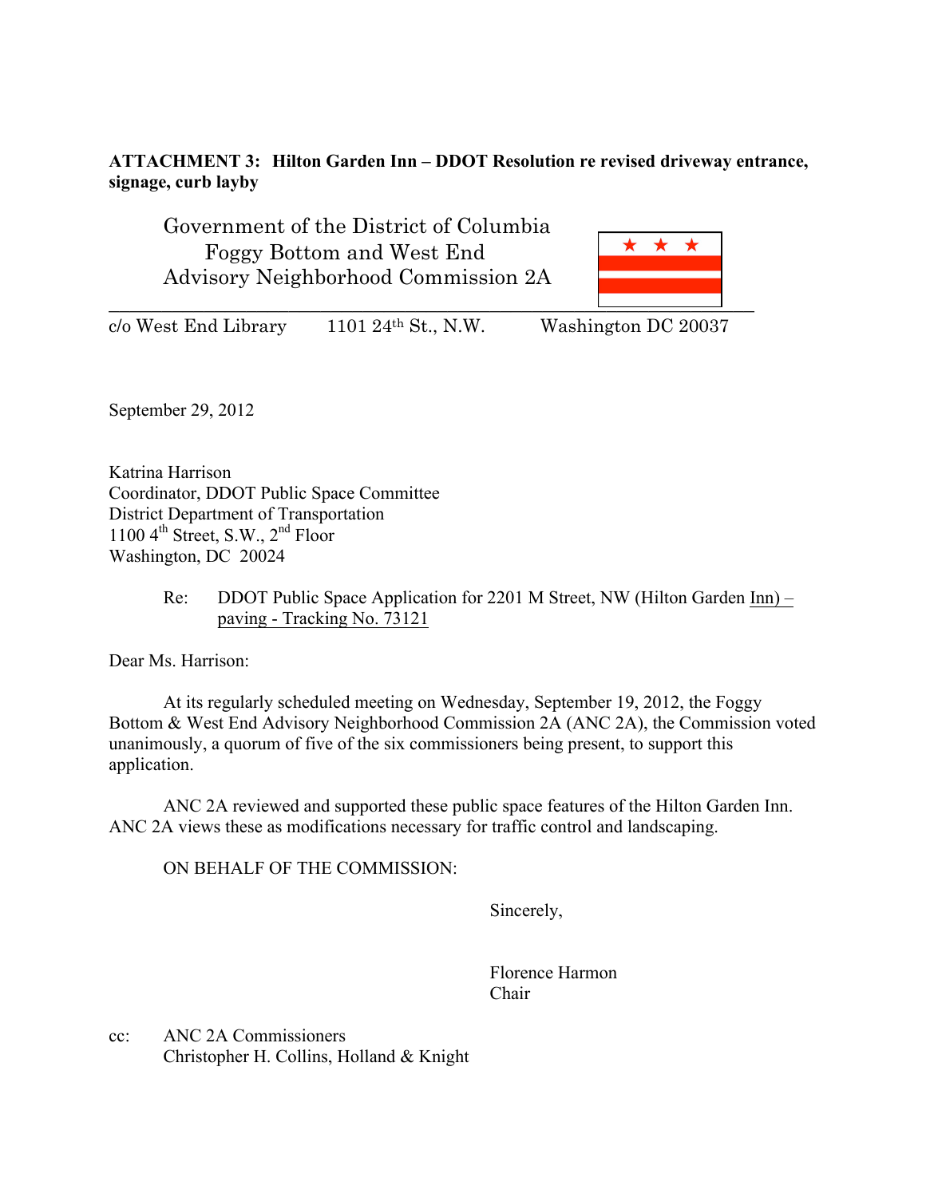**ATTACHMENT 3: Hilton Garden Inn – DDOT Resolution re revised driveway entrance, signage, curb layby**

Government of the District of Columbia
Foggy Bottom and West End
Advisory Neighborhood Commission 2A

c/o West End Library 1101 24th St., N.W. Washington DC 20037

September 29, 2012

Katrina Harrison
Coordinator, DDOT Public Space Committee
District Department of Transportation
1100 4th Street, S.W., 2nd Floor
Washington, DC 20024

Re: DDOT Public Space Application for 2201 M Street, NW (Hilton Garden Inn) – paving - Tracking No. 73121

Dear Ms. Harrison:

At its regularly scheduled meeting on Wednesday, September 19, 2012, the Foggy Bottom & West End Advisory Neighborhood Commission 2A (ANC 2A), the Commission voted unanimously, a quorum of five of the six commissioners being present, to support this application.

ANC 2A reviewed and supported these public space features of the Hilton Garden Inn. ANC 2A views these as modifications necessary for traffic control and landscaping.

ON BEHALF OF THE COMMISSION:

Sincerely,

Florence Harmon
Chair

cc: ANC 2A Commissioners
Christopher H. Collins, Holland & Knight